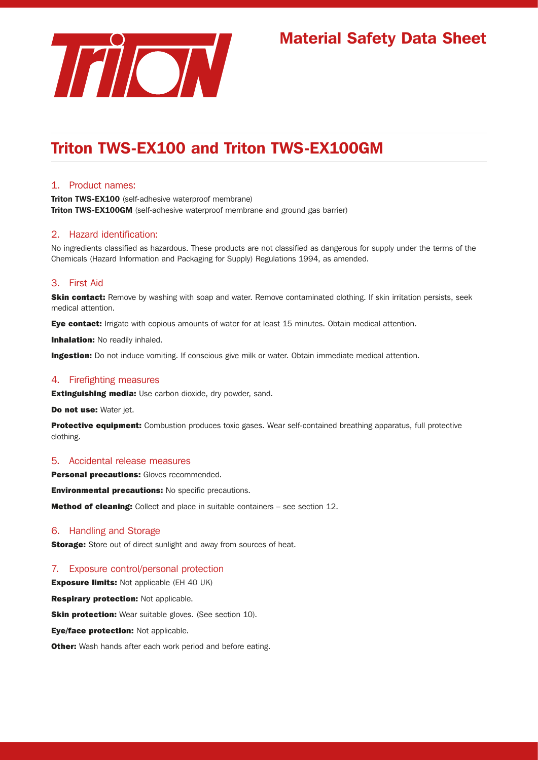# Material Safety Data Sheet

## Triton TWS-EX100 and Triton TWS-EX100GM

### 1. Product names:

**Triton TWS-EX100** (self-adhesive waterproof membrane)
**Triton TWS-EX100GM** (self-adhesive waterproof membrane and ground gas barrier)

### 2. Hazard identification:

No ingredients classified as hazardous. These products are not classified as dangerous for supply under the terms of the Chemicals (Hazard Information and Packaging for Supply) Regulations 1994, as amended.

### 3. First Aid

**Skin contact:** Remove by washing with soap and water. Remove contaminated clothing. If skin irritation persists, seek medical attention.

**Eye contact:** Irrigate with copious amounts of water for at least 15 minutes. Obtain medical attention.

**Inhalation:** No readily inhaled.

**Ingestion:** Do not induce vomiting. If conscious give milk or water. Obtain immediate medical attention.

### 4. Firefighting measures

**Extinguishing media:** Use carbon dioxide, dry powder, sand.

**Do not use:** Water jet.

**Protective equipment:** Combustion produces toxic gases. Wear self-contained breathing apparatus, full protective clothing.

### 5. Accidental release measures

**Personal precautions:** Gloves recommended.

**Environmental precautions:** No specific precautions.

**Method of cleaning:** Collect and place in suitable containers – see section 12.

### 6. Handling and Storage

**Storage:** Store out of direct sunlight and away from sources of heat.

### 7. Exposure control/personal protection

**Exposure limits:** Not applicable (EH 40 UK)

**Respirary protection:** Not applicable.

**Skin protection:** Wear suitable gloves. (See section 10).

**Eye/face protection:** Not applicable.

**Other:** Wash hands after each work period and before eating.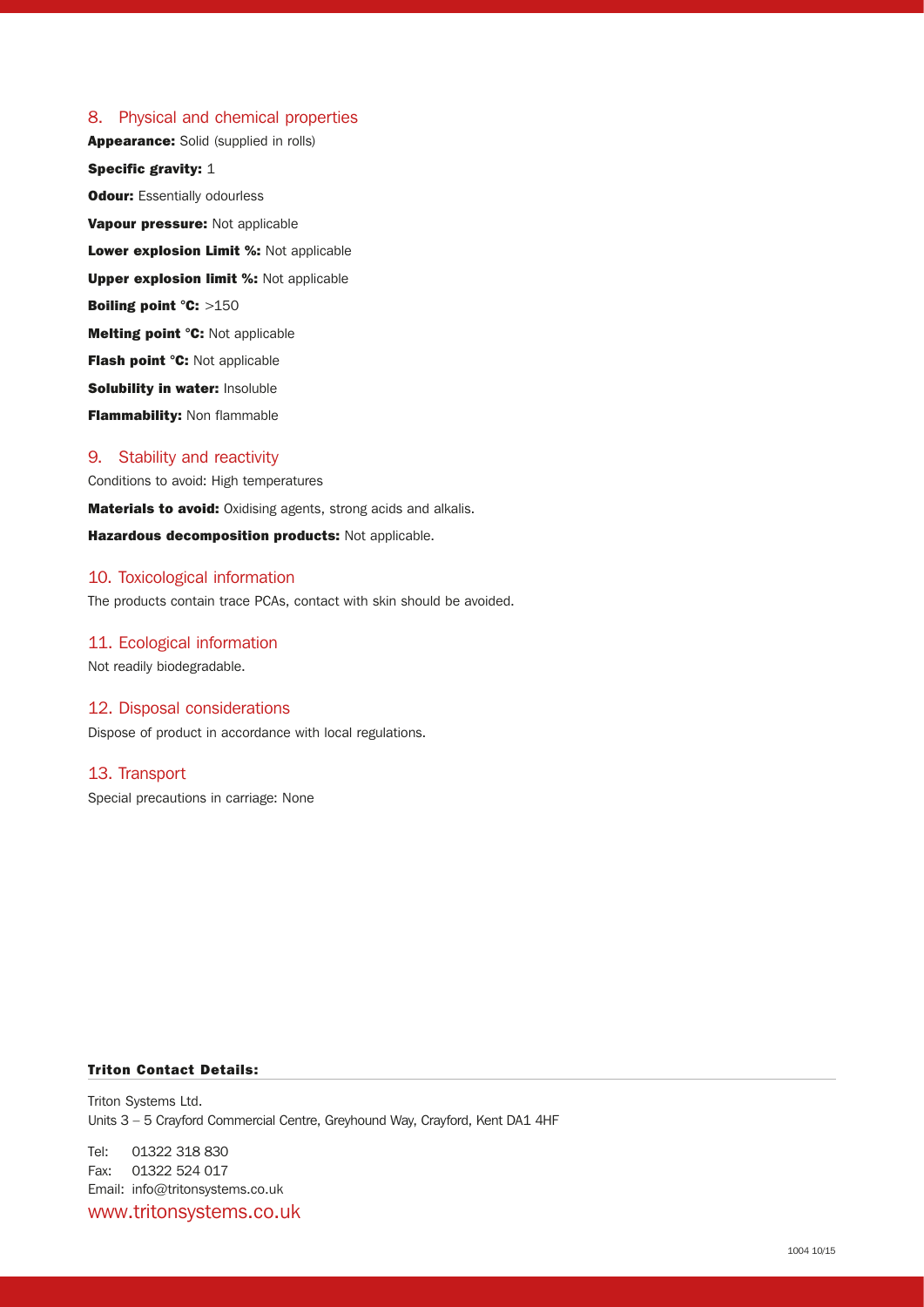## 8. Physical and chemical properties

**Appearance:** Solid (supplied in rolls)

**Specific gravity:** 1

**Odour:** Essentially odourless

**Vapour pressure:** Not applicable

**Lower explosion Limit %:** Not applicable

**Upper explosion limit %:** Not applicable

**Boiling point °C:** >150

**Melting point °C:** Not applicable

**Flash point °C:** Not applicable

**Solubility in water:** Insoluble

**Flammability:** Non flammable

## 9. Stability and reactivity

Conditions to avoid: High temperatures

**Materials to avoid:** Oxidising agents, strong acids and alkalis.

**Hazardous decomposition products:** Not applicable.

## 10. Toxicological information

The products contain trace PCAs, contact with skin should be avoided.

## 11. Ecological information

Not readily biodegradable.

## 12. Disposal considerations

Dispose of product in accordance with local regulations.

## 13. Transport

Special precautions in carriage: None

**Triton Contact Details:**

Triton Systems Ltd.
Units 3 – 5 Crayford Commercial Centre, Greyhound Way, Crayford, Kent DA1 4HF

Tel: 01322 318 830
Fax: 01322 524 017
Email: info@tritonsystems.co.uk

www.tritonsystems.co.uk

1004 10/15